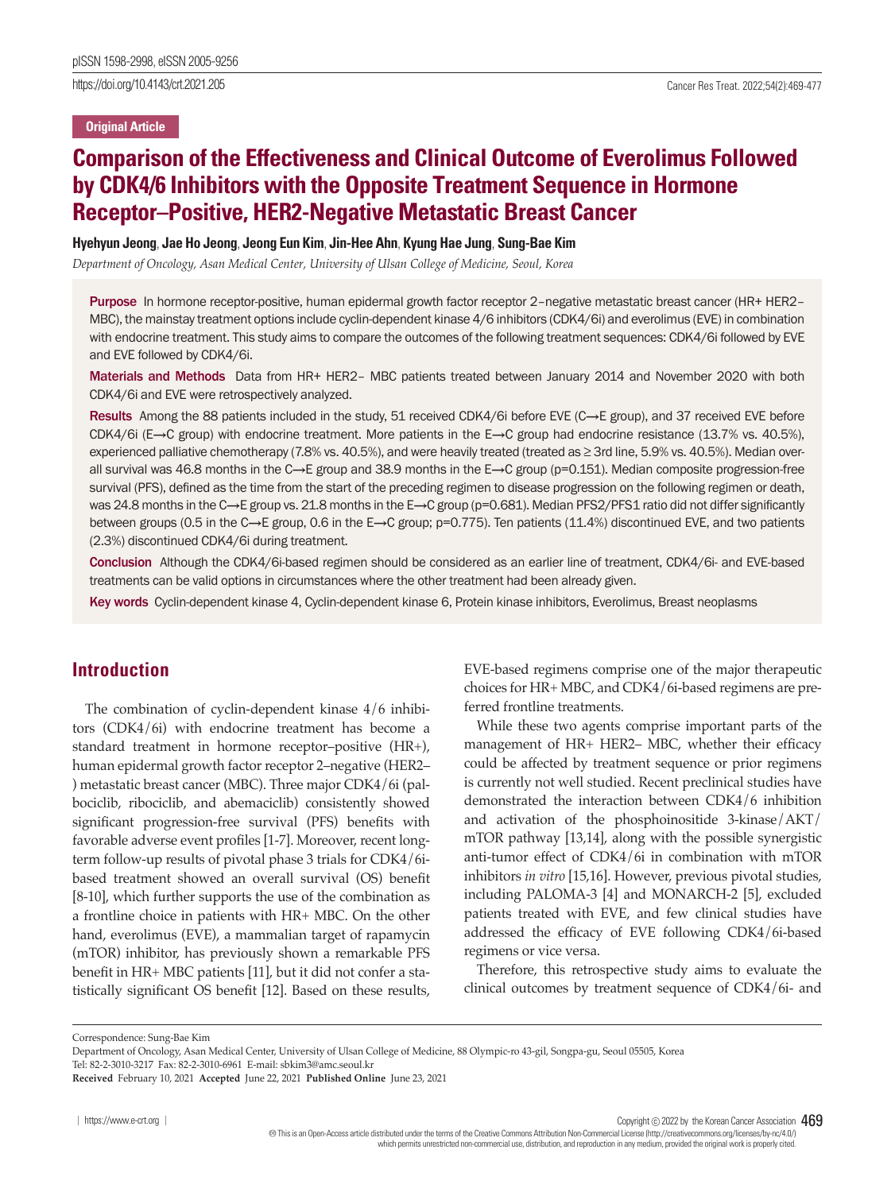Original Article

# Comparison of the Effectiveness and Clinical Outcome of Everolimus Followed by CDK4/6 Inhibitors with the Opposite Treatment Sequence in Hormone Receptor–Positive, HER2-Negative Metastatic Breast Cancer

**Hyehyun Jeong, Jae Ho Jeong, Jeong Eun Kim, Jin-Hee Ahn, Kyung Hae Jung, Sung-Bae Kim**

*Department of Oncology, Asan Medical Center, University of Ulsan College of Medicine, Seoul, Korea*

**Purpose** In hormone receptor-positive, human epidermal growth factor receptor 2–negative metastatic breast cancer (HR+ HER2– MBC), the mainstay treatment options include cyclin-dependent kinase 4/6 inhibitors (CDK4/6i) and everolimus (EVE) in combination with endocrine treatment. This study aims to compare the outcomes of the following treatment sequences: CDK4/6i followed by EVE and EVE followed by CDK4/6i.

**Materials and Methods** Data from HR+ HER2– MBC patients treated between January 2014 and November 2020 with both CDK4/6i and EVE were retrospectively analyzed.

**Results** Among the 88 patients included in the study, 51 received CDK4/6i before EVE (C→E group), and 37 received EVE before CDK4/6i (E→C group) with endocrine treatment. More patients in the E→C group had endocrine resistance (13.7% vs. 40.5%), experienced palliative chemotherapy (7.8% vs. 40.5%), and were heavily treated (treated as ≥ 3rd line, 5.9% vs. 40.5%). Median overall survival was 46.8 months in the C→E group and 38.9 months in the E→C group (p=0.151). Median composite progression-free survival (PFS), defined as the time from the start of the preceding regimen to disease progression on the following regimen or death, was 24.8 months in the C→E group vs. 21.8 months in the E→C group (p=0.681). Median PFS2/PFS1 ratio did not differ significantly between groups (0.5 in the C→E group, 0.6 in the E→C group; p=0.775). Ten patients (11.4%) discontinued EVE, and two patients (2.3%) discontinued CDK4/6i during treatment.

**Conclusion** Although the CDK4/6i-based regimen should be considered as an earlier line of treatment, CDK4/6i- and EVE-based treatments can be valid options in circumstances where the other treatment had been already given.

**Key words** Cyclin-dependent kinase 4, Cyclin-dependent kinase 6, Protein kinase inhibitors, Everolimus, Breast neoplasms

## Introduction

The combination of cyclin-dependent kinase 4/6 inhibitors (CDK4/6i) with endocrine treatment has become a standard treatment in hormone receptor–positive (HR+), human epidermal growth factor receptor 2–negative (HER2–) metastatic breast cancer (MBC). Three major CDK4/6i (palbociclib, ribociclib, and abemaciclib) consistently showed significant progression-free survival (PFS) benefits with favorable adverse event profiles [1-7]. Moreover, recent long-term follow-up results of pivotal phase 3 trials for CDK4/6i-based treatment showed an overall survival (OS) benefit [8-10], which further supports the use of the combination as a frontline choice in patients with HR+ MBC. On the other hand, everolimus (EVE), a mammalian target of rapamycin (mTOR) inhibitor, has previously shown a remarkable PFS benefit in HR+ MBC patients [11], but it did not confer a statistically significant OS benefit [12]. Based on these results, EVE-based regimens comprise one of the major therapeutic choices for HR+ MBC, and CDK4/6i-based regimens are preferred frontline treatments.

While these two agents comprise important parts of the management of HR+ HER2– MBC, whether their efficacy could be affected by treatment sequence or prior regimens is currently not well studied. Recent preclinical studies have demonstrated the interaction between CDK4/6 inhibition and activation of the phosphoinositide 3-kinase/AKT/mTOR pathway [13,14], along with the possible synergistic anti-tumor effect of CDK4/6i in combination with mTOR inhibitors *in vitro* [15,16]. However, previous pivotal studies, including PALOMA-3 [4] and MONARCH-2 [5], excluded patients treated with EVE, and few clinical studies have addressed the efficacy of EVE following CDK4/6i-based regimens or vice versa.

Therefore, this retrospective study aims to evaluate the clinical outcomes by treatment sequence of CDK4/6i- and

Correspondence: Sung-Bae Kim
Department of Oncology, Asan Medical Center, University of Ulsan College of Medicine, 88 Olympic-ro 43-gil, Songpa-gu, Seoul 05505, Korea
Tel: 82-2-3010-3217 Fax: 82-2-3010-6961 E-mail: sbkim3@amc.seoul.kr
**Received** February 10, 2021 **Accepted** June 22, 2021 **Published Online** June 23, 2021

This is an Open-Access article distributed under the terms of the Creative Commons Attribution Non-Commercial License (http://creativecommons.org/licenses/by-nc/4.0/) which permits unrestricted non-commercial use, distribution, and reproduction in any medium, provided the original work is properly cited.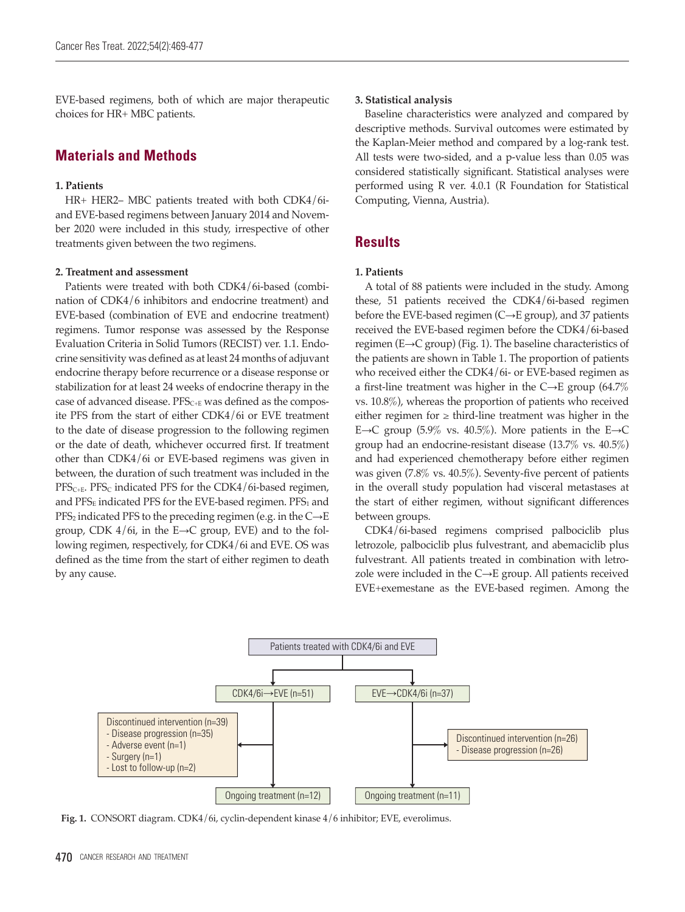EVE-based regimens, both of which are major therapeutic choices for HR+ MBC patients.

## Materials and Methods

### 1. Patients

HR+ HER2– MBC patients treated with both CDK4/6i- and EVE-based regimens between January 2014 and November 2020 were included in this study, irrespective of other treatments given between the two regimens.

### 2. Treatment and assessment

Patients were treated with both CDK4/6i-based (combination of CDK4/6 inhibitors and endocrine treatment) and EVE-based (combination of EVE and endocrine treatment) regimens. Tumor response was assessed by the Response Evaluation Criteria in Solid Tumors (RECIST) ver. 1.1. Endocrine sensitivity was defined as at least 24 months of adjuvant endocrine therapy before recurrence or a disease response or stabilization for at least 24 weeks of endocrine therapy in the case of advanced disease. $PFS_{C+E}$ was defined as the composite PFS from the start of either CDK4/6i or EVE treatment to the date of disease progression to the following regimen or the date of death, whichever occurred first. If treatment other than CDK4/6i or EVE-based regimens was given in between, the duration of such treatment was included in the $PFS_{C+E}$. $PFS_C$ indicated PFS for the CDK4/6i-based regimen, and $PFS_E$ indicated PFS for the EVE-based regimen. $PFS_1$ and $PFS_2$ indicated PFS to the preceding regimen (e.g. in the C→E group, CDK 4/6i, in the E→C group, EVE) and to the following regimen, respectively, for CDK4/6i and EVE. OS was defined as the time from the start of either regimen to death by any cause.

### 3. Statistical analysis

Baseline characteristics were analyzed and compared by descriptive methods. Survival outcomes were estimated by the Kaplan-Meier method and compared by a log-rank test. All tests were two-sided, and a p-value less than 0.05 was considered statistically significant. Statistical analyses were performed using R ver. 4.0.1 (R Foundation for Statistical Computing, Vienna, Austria).

## Results

### 1. Patients

A total of 88 patients were included in the study. Among these, 51 patients received the CDK4/6i-based regimen before the EVE-based regimen (C→E group), and 37 patients received the EVE-based regimen before the CDK4/6i-based regimen (E→C group) (Fig. 1). The baseline characteristics of the patients are shown in Table 1. The proportion of patients who received either the CDK4/6i- or EVE-based regimen as a first-line treatment was higher in the C→E group (64.7% vs. 10.8%), whereas the proportion of patients who received either regimen for ≥ third-line treatment was higher in the E→C group (5.9% vs. 40.5%). More patients in the E→C group had an endocrine-resistant disease (13.7% vs. 40.5%) and had experienced chemotherapy before either regimen was given (7.8% vs. 40.5%). Seventy-five percent of patients in the overall study population had visceral metastases at the start of either regimen, without significant differences between groups.

CDK4/6i-based regimens comprised palbociclib plus letrozole, palbociclib plus fulvestrant, and abemaciclib plus fulvestrant. All patients treated in combination with letrozole were included in the C→E group. All patients received EVE+exemestane as the EVE-based regimen. Among the

Patients treated with CDK4/6i and EVE

CDK4/6i→EVE (n=51)

- Discontinued intervention (n=39)
  - Disease progression (n=35)
  - Adverse event (n=1)
  - Surgery (n=1)
  - Lost to follow-up (n=2)
- Ongoing treatment (n=12)

EVE→CDK4/6i (n=37)

- Discontinued intervention (n=26)
  - Disease progression (n=26)
- Ongoing treatment (n=11)

**Fig. 1.** CONSORT diagram. CDK4/6i, cyclin-dependent kinase 4/6 inhibitor; EVE, everolimus.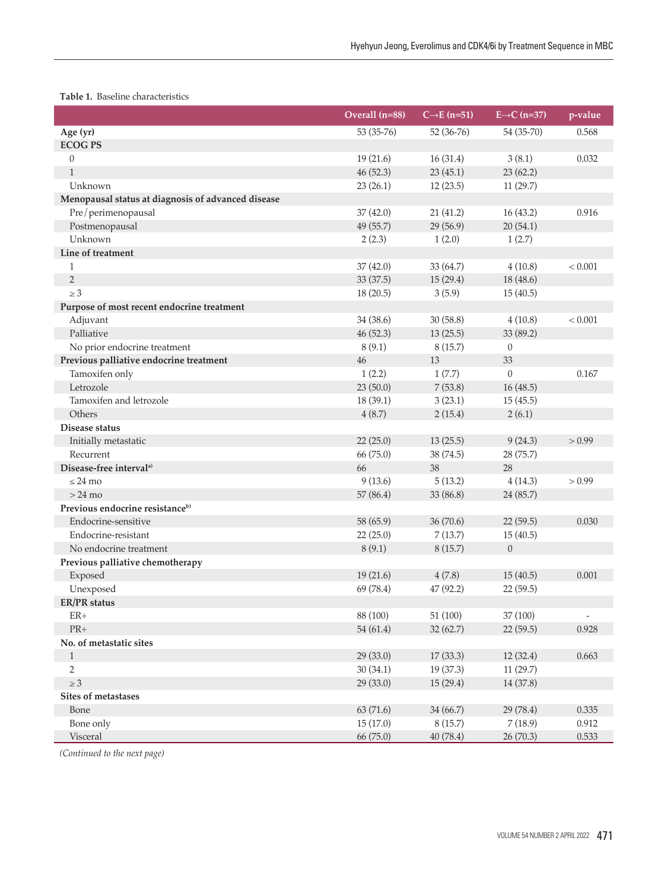**Table 1.** Baseline characteristics

| | Overall (n=88) | C→E (n=51) | E→C (n=37) | p-value |
|---|---|---|---|---|
| **Age (yr)** | 53 (35-76) | 52 (36-76) | 54 (35-70) | 0.568 |
| **ECOG PS** | | | | |
| 0 | 19 (21.6) | 16 (31.4) | 3 (8.1) | 0.032 |
| 1 | 46 (52.3) | 23 (45.1) | 23 (62.2) | |
| Unknown | 23 (26.1) | 12 (23.5) | 11 (29.7) | |
| **Menopausal status at diagnosis of advanced disease** | | | | |
| Pre/perimenopausal | 37 (42.0) | 21 (41.2) | 16 (43.2) | 0.916 |
| Postmenopausal | 49 (55.7) | 29 (56.9) | 20 (54.1) | |
| Unknown | 2 (2.3) | 1 (2.0) | 1 (2.7) | |
| **Line of treatment** | | | | |
| 1 | 37 (42.0) | 33 (64.7) | 4 (10.8) | < 0.001 |
| 2 | 33 (37.5) | 15 (29.4) | 18 (48.6) | |
| ≥ 3 | 18 (20.5) | 3 (5.9) | 15 (40.5) | |
| **Purpose of most recent endocrine treatment** | | | | |
| Adjuvant | 34 (38.6) | 30 (58.8) | 4 (10.8) | < 0.001 |
| Palliative | 46 (52.3) | 13 (25.5) | 33 (89.2) | |
| No prior endocrine treatment | 8 (9.1) | 8 (15.7) | 0 | |
| **Previous palliative endocrine treatment** | 46 | 13 | 33 | |
| Tamoxifen only | 1 (2.2) | 1 (7.7) | 0 | 0.167 |
| Letrozole | 23 (50.0) | 7 (53.8) | 16 (48.5) | |
| Tamoxifen and letrozole | 18 (39.1) | 3 (23.1) | 15 (45.5) | |
| Others | 4 (8.7) | 2 (15.4) | 2 (6.1) | |
| **Disease status** | | | | |
| Initially metastatic | 22 (25.0) | 13 (25.5) | 9 (24.3) | > 0.99 |
| Recurrent | 66 (75.0) | 38 (74.5) | 28 (75.7) | |
| **Disease-free interval[a)]** | 66 | 38 | 28 | |
| ≤ 24 mo | 9 (13.6) | 5 (13.2) | 4 (14.3) | > 0.99 |
| > 24 mo | 57 (86.4) | 33 (86.8) | 24 (85.7) | |
| **Previous endocrine resistance[b)]** | | | | |
| Endocrine-sensitive | 58 (65.9) | 36 (70.6) | 22 (59.5) | 0.030 |
| Endocrine-resistant | 22 (25.0) | 7 (13.7) | 15 (40.5) | |
| No endocrine treatment | 8 (9.1) | 8 (15.7) | 0 | |
| **Previous palliative chemotherapy** | | | | |
| Exposed | 19 (21.6) | 4 (7.8) | 15 (40.5) | 0.001 |
| Unexposed | 69 (78.4) | 47 (92.2) | 22 (59.5) | |
| **ER/PR status** | | | | |
| ER+ | 88 (100) | 51 (100) | 37 (100) | - |
| PR+ | 54 (61.4) | 32 (62.7) | 22 (59.5) | 0.928 |
| **No. of metastatic sites** | | | | |
| 1 | 29 (33.0) | 17 (33.3) | 12 (32.4) | 0.663 |
| 2 | 30 (34.1) | 19 (37.3) | 11 (29.7) | |
| ≥ 3 | 29 (33.0) | 15 (29.4) | 14 (37.8) | |
| **Sites of metastases** | | | | |
| Bone | 63 (71.6) | 34 (66.7) | 29 (78.4) | 0.335 |
| Bone only | 15 (17.0) | 8 (15.7) | 7 (18.9) | 0.912 |
| Visceral | 66 (75.0) | 40 (78.4) | 26 (70.3) | 0.533 |

*(Continued to the next page)*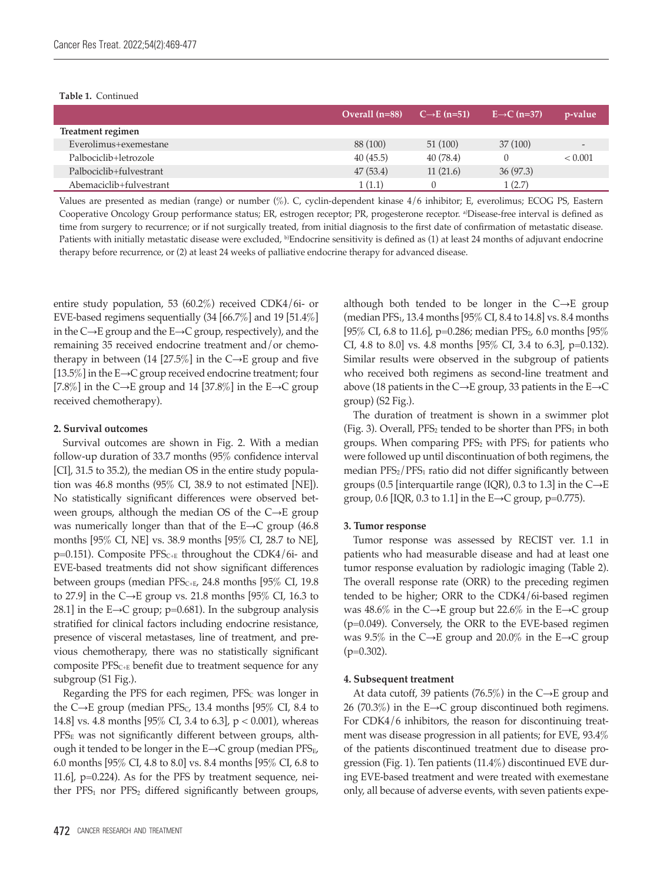**Table 1.** Continued

| | Overall (n=88) | C→E (n=51) | E→C (n=37) | p-value |
|---|---|---|---|---|
| **Treatment regimen** | | | | |
| Everolimus+exemestane | 88 (100) | 51 (100) | 37 (100) | - |
| Palbociclib+letrozole | 40 (45.5) | 40 (78.4) | 0 | < 0.001 |
| Palbociclib+fulvestrant | 47 (53.4) | 11 (21.6) | 36 (97.3) | |
| Abemaciclib+fulvestrant | 1 (1.1) | 0 | 1 (2.7) | |

Values are presented as median (range) or number (%). C, cyclin-dependent kinase 4/6 inhibitor; E, everolimus; ECOG PS, Eastern Cooperative Oncology Group performance status; ER, estrogen receptor; PR, progesterone receptor. [a]Disease-free interval is defined as time from surgery to recurrence; or if not surgically treated, from initial diagnosis to the first date of confirmation of metastatic disease. Patients with initially metastatic disease were excluded, [b]Endocrine sensitivity is defined as (1) at least 24 months of adjuvant endocrine therapy before recurrence, or (2) at least 24 weeks of palliative endocrine therapy for advanced disease.

entire study population, 53 (60.2%) received CDK4/6i- or EVE-based regimens sequentially (34 [66.7%] and 19 [51.4%] in the C→E group and the E→C group, respectively), and the remaining 35 received endocrine treatment and/or chemotherapy in between (14 [27.5%] in the C→E group and five [13.5%] in the E→C group received endocrine treatment; four [7.8%] in the C→E group and 14 [37.8%] in the E→C group received chemotherapy).

#### 2. Survival outcomes

Survival outcomes are shown in Fig. 2. With a median follow-up duration of 33.7 months (95% confidence interval [CI], 31.5 to 35.2), the median OS in the entire study population was 46.8 months (95% CI, 38.9 to not estimated [NE]). No statistically significant differences were observed between groups, although the median OS of the C→E group was numerically longer than that of the E→C group (46.8 months [95% CI, NE] vs. 38.9 months [95% CI, 28.7 to NE], p=0.151). Composite $PFS_{C+E}$ throughout the CDK4/6i- and EVE-based treatments did not show significant differences between groups (median $PFS_{C+E}$, 24.8 months [95% CI, 19.8 to 27.9] in the C→E group vs. 21.8 months [95% CI, 16.3 to 28.1] in the E→C group; p=0.681). In the subgroup analysis stratified for clinical factors including endocrine resistance, presence of visceral metastases, line of treatment, and previous chemotherapy, there was no statistically significant composite $PFS_{C+E}$ benefit due to treatment sequence for any subgroup (S1 Fig.).

Regarding the PFS for each regimen, $PFS_C$ was longer in the C→E group (median $PFS_C$, 13.4 months [95% CI, 8.4 to 14.8] vs. 4.8 months [95% CI, 3.4 to 6.3], p < 0.001), whereas $PFS_E$ was not significantly different between groups, although it tended to be longer in the E→C group (median $PFS_E$, 6.0 months [95% CI, 4.8 to 8.0] vs. 8.4 months [95% CI, 6.8 to 11.6], p=0.224). As for the PFS by treatment sequence, neither $PFS_1$ nor $PFS_2$ differed significantly between groups, although both tended to be longer in the C→E group (median $PFS_1$, 13.4 months [95% CI, 8.4 to 14.8] vs. 8.4 months [95% CI, 6.8 to 11.6], p=0.286; median $PFS_2$, 6.0 months [95% CI, 4.8 to 8.0] vs. 4.8 months [95% CI, 3.4 to 6.3], p=0.132). Similar results were observed in the subgroup of patients who received both regimens as second-line treatment and above (18 patients in the C→E group, 33 patients in the E→C group) (S2 Fig.).

The duration of treatment is shown in a swimmer plot (Fig. 3). Overall, $PFS_2$ tended to be shorter than $PFS_1$ in both groups. When comparing $PFS_2$ with $PFS_1$ for patients who were followed up until discontinuation of both regimens, the median $PFS_2/PFS_1$ ratio did not differ significantly between groups (0.5 [interquartile range (IQR), 0.3 to 1.3] in the C→E group, 0.6 [IQR, 0.3 to 1.1] in the E→C group, p=0.775).

#### 3. Tumor response

Tumor response was assessed by RECIST ver. 1.1 in patients who had measurable disease and had at least one tumor response evaluation by radiologic imaging (Table 2). The overall response rate (ORR) to the preceding regimen tended to be higher; ORR to the CDK4/6i-based regimen was 48.6% in the C→E group but 22.6% in the E→C group (p=0.049). Conversely, the ORR to the EVE-based regimen was 9.5% in the C→E group and 20.0% in the E→C group (p=0.302).

#### 4. Subsequent treatment

At data cutoff, 39 patients (76.5%) in the C→E group and 26 (70.3%) in the E→C group discontinued both regimens. For CDK4/6 inhibitors, the reason for discontinuing treatment was disease progression in all patients; for EVE, 93.4% of the patients discontinued treatment due to disease progression (Fig. 1). Ten patients (11.4%) discontinued EVE during EVE-based treatment and were treated with exemestane only, all because of adverse events, with seven patients expe-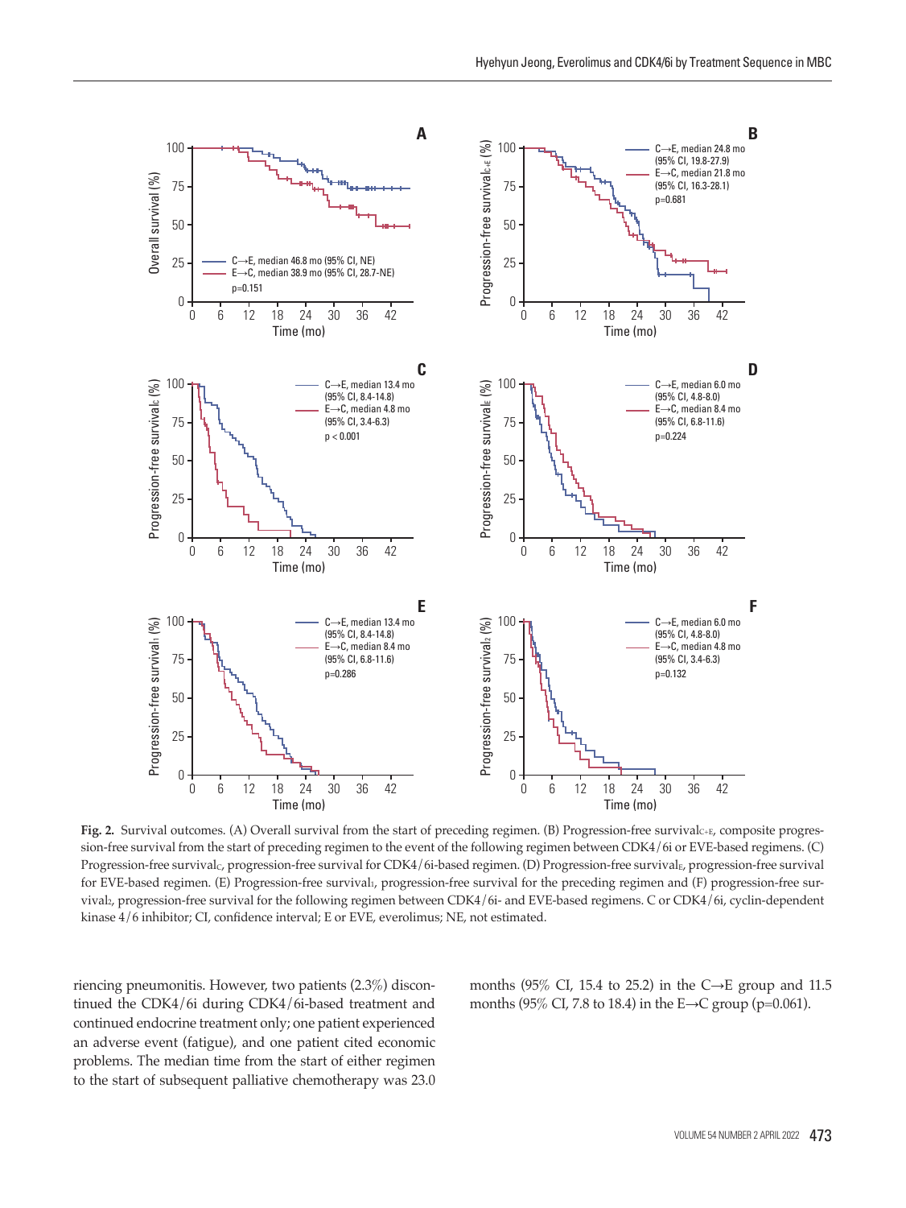**Fig. 2.** Survival outcomes. (A) Overall survival from the start of preceding regimen. (B) Progression-free survival$_{C+E}$, composite progression-free survival from the start of preceding regimen to the event of the following regimen between CDK4/6i or EVE-based regimens. (C) Progression-free survival$_{C}$, progression-free survival for CDK4/6i-based regimen. (D) Progression-free survival$_{E}$, progression-free survival for EVE-based regimen. (E) Progression-free survival$_{1}$, progression-free survival for the preceding regimen and (F) progression-free survival$_{2}$, progression-free survival for the following regimen between CDK4/6i- and EVE-based regimens. C or CDK4/6i, cyclin-dependent kinase 4/6 inhibitor; CI, confidence interval; E or EVE, everolimus; NE, not estimated.

riencing pneumonitis. However, two patients (2.3%) discontinued the CDK4/6i during CDK4/6i-based treatment and continued endocrine treatment only; one patient experienced an adverse event (fatigue), and one patient cited economic problems. The median time from the start of either regimen to the start of subsequent palliative chemotherapy was 23.0 months (95% CI, 15.4 to 25.2) in the C→E group and 11.5 months (95% CI, 7.8 to 18.4) in the E→C group ($p$=0.061).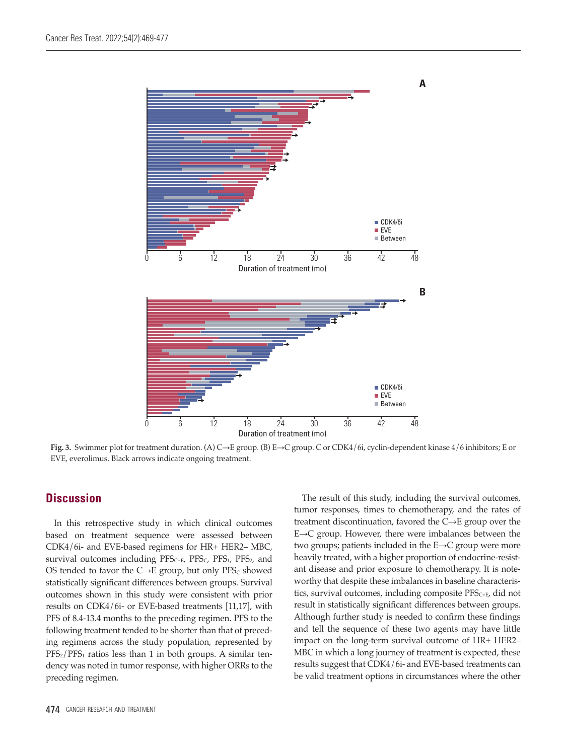**Fig. 3.** Swimmer plot for treatment duration. (A) C→E group. (B) E→C group. C or CDK4/6i, cyclin-dependent kinase 4/6 inhibitors; E or EVE, everolimus. Black arrows indicate ongoing treatment.

## Discussion

In this retrospective study in which clinical outcomes based on treatment sequence were assessed between CDK4/6i- and EVE-based regimens for HR+ HER2– MBC, survival outcomes including $PFS_{C+E}$, $PFS_C$, $PFS_1$, $PFS_2$, and OS tended to favor the C→E group, but only $PFS_C$ showed statistically significant differences between groups. Survival outcomes shown in this study were consistent with prior results on CDK4/6i- or EVE-based treatments [11,17], with PFS of 8.4-13.4 months to the preceding regimen. PFS to the following treatment tended to be shorter than that of preceding regimens across the study population, represented by $PFS_2/PFS_1$ ratios less than 1 in both groups. A similar tendency was noted in tumor response, with higher ORRs to the preceding regimen.

The result of this study, including the survival outcomes, tumor responses, times to chemotherapy, and the rates of treatment discontinuation, favored the C→E group over the E→C group. However, there were imbalances between the two groups; patients included in the E→C group were more heavily treated, with a higher proportion of endocrine-resistant disease and prior exposure to chemotherapy. It is noteworthy that despite these imbalances in baseline characteristics, survival outcomes, including composite $PFS_{C+E}$, did not result in statistically significant differences between groups. Although further study is needed to confirm these findings and tell the sequence of these two agents may have little impact on the long-term survival outcome of HR+ HER2– MBC in which a long journey of treatment is expected, these results suggest that CDK4/6i- and EVE-based treatments can be valid treatment options in circumstances where the other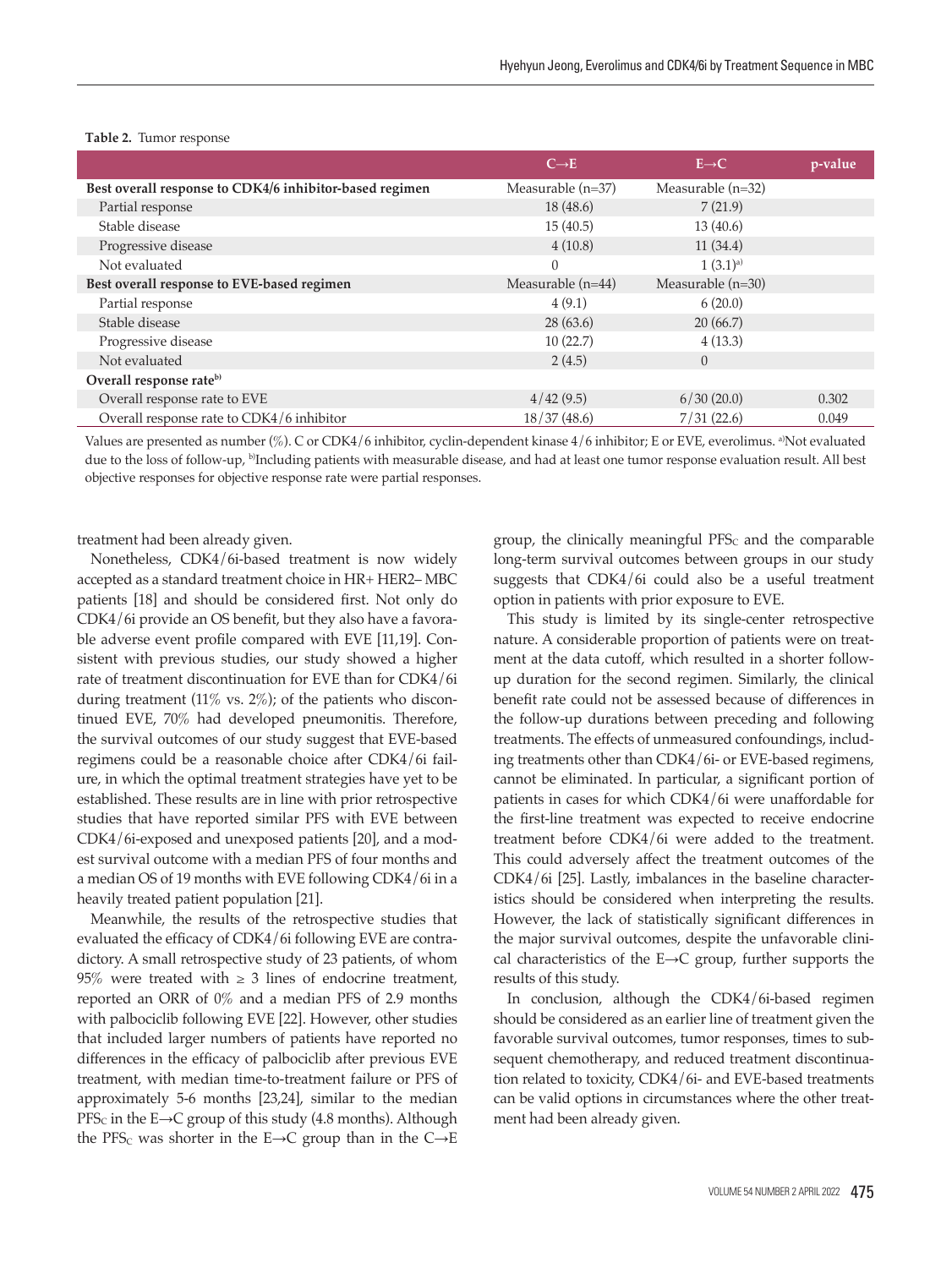**Table 2.** Tumor response

| | C→E | E→C | p-value |
|---|---|---|---|
| **Best overall response to CDK4/6 inhibitor-based regimen** | Measurable (n=37) | Measurable (n=32) | |
| Partial response | 18 (48.6) | 7 (21.9) | |
| Stable disease | 15 (40.5) | 13 (40.6) | |
| Progressive disease | 4 (10.8) | 11 (34.4) | |
| Not evaluated | 0 | 1 (3.1)[a] | |
| **Best overall response to EVE-based regimen** | Measurable (n=44) | Measurable (n=30) | |
| Partial response | 4 (9.1) | 6 (20.0) | |
| Stable disease | 28 (63.6) | 20 (66.7) | |
| Progressive disease | 10 (22.7) | 4 (13.3) | |
| Not evaluated | 2 (4.5) | 0 | |
| **Overall response rate[b]** | | | |
| Overall response rate to EVE | 4/42 (9.5) | 6/30 (20.0) | 0.302 |
| Overall response rate to CDK4/6 inhibitor | 18/37 (48.6) | 7/31 (22.6) | 0.049 |

Values are presented as number (%). C or CDK4/6 inhibitor, cyclin-dependent kinase 4/6 inhibitor; E or EVE, everolimus. [a]Not evaluated due to the loss of follow-up, [b]Including patients with measurable disease, and had at least one tumor response evaluation result. All best objective responses for objective response rate were partial responses.

treatment had been already given.

Nonetheless, CDK4/6i-based treatment is now widely accepted as a standard treatment choice in HR+ HER2– MBC patients [18] and should be considered first. Not only do CDK4/6i provide an OS benefit, but they also have a favorable adverse event profile compared with EVE [11,19]. Consistent with previous studies, our study showed a higher rate of treatment discontinuation for EVE than for CDK4/6i during treatment (11% vs. 2%); of the patients who discontinued EVE, 70% had developed pneumonitis. Therefore, the survival outcomes of our study suggest that EVE-based regimens could be a reasonable choice after CDK4/6i failure, in which the optimal treatment strategies have yet to be established. These results are in line with prior retrospective studies that have reported similar PFS with EVE between CDK4/6i-exposed and unexposed patients [20], and a modest survival outcome with a median PFS of four months and a median OS of 19 months with EVE following CDK4/6i in a heavily treated patient population [21].

Meanwhile, the results of the retrospective studies that evaluated the efficacy of CDK4/6i following EVE are contradictory. A small retrospective study of 23 patients, of whom 95% were treated with ≥ 3 lines of endocrine treatment, reported an ORR of 0% and a median PFS of 2.9 months with palbociclib following EVE [22]. However, other studies that included larger numbers of patients have reported no differences in the efficacy of palbociclib after previous EVE treatment, with median time-to-treatment failure or PFS of approximately 5-6 months [23,24], similar to the median $PFS_C$ in the E→C group of this study (4.8 months). Although the $PFS_C$ was shorter in the E→C group than in the C→E group, the clinically meaningful $PFS_C$ and the comparable long-term survival outcomes between groups in our study suggests that CDK4/6i could also be a useful treatment option in patients with prior exposure to EVE.

This study is limited by its single-center retrospective nature. A considerable proportion of patients were on treatment at the data cutoff, which resulted in a shorter follow-up duration for the second regimen. Similarly, the clinical benefit rate could not be assessed because of differences in the follow-up durations between preceding and following treatments. The effects of unmeasured confoundings, including treatments other than CDK4/6i- or EVE-based regimens, cannot be eliminated. In particular, a significant portion of patients in cases for which CDK4/6i were unaffordable for the first-line treatment was expected to receive endocrine treatment before CDK4/6i were added to the treatment. This could adversely affect the treatment outcomes of the CDK4/6i [25]. Lastly, imbalances in the baseline characteristics should be considered when interpreting the results. However, the lack of statistically significant differences in the major survival outcomes, despite the unfavorable clinical characteristics of the E→C group, further supports the results of this study.

In conclusion, although the CDK4/6i-based regimen should be considered as an earlier line of treatment given the favorable survival outcomes, tumor responses, times to subsequent chemotherapy, and reduced treatment discontinuation related to toxicity, CDK4/6i- and EVE-based treatments can be valid options in circumstances where the other treatment had been already given.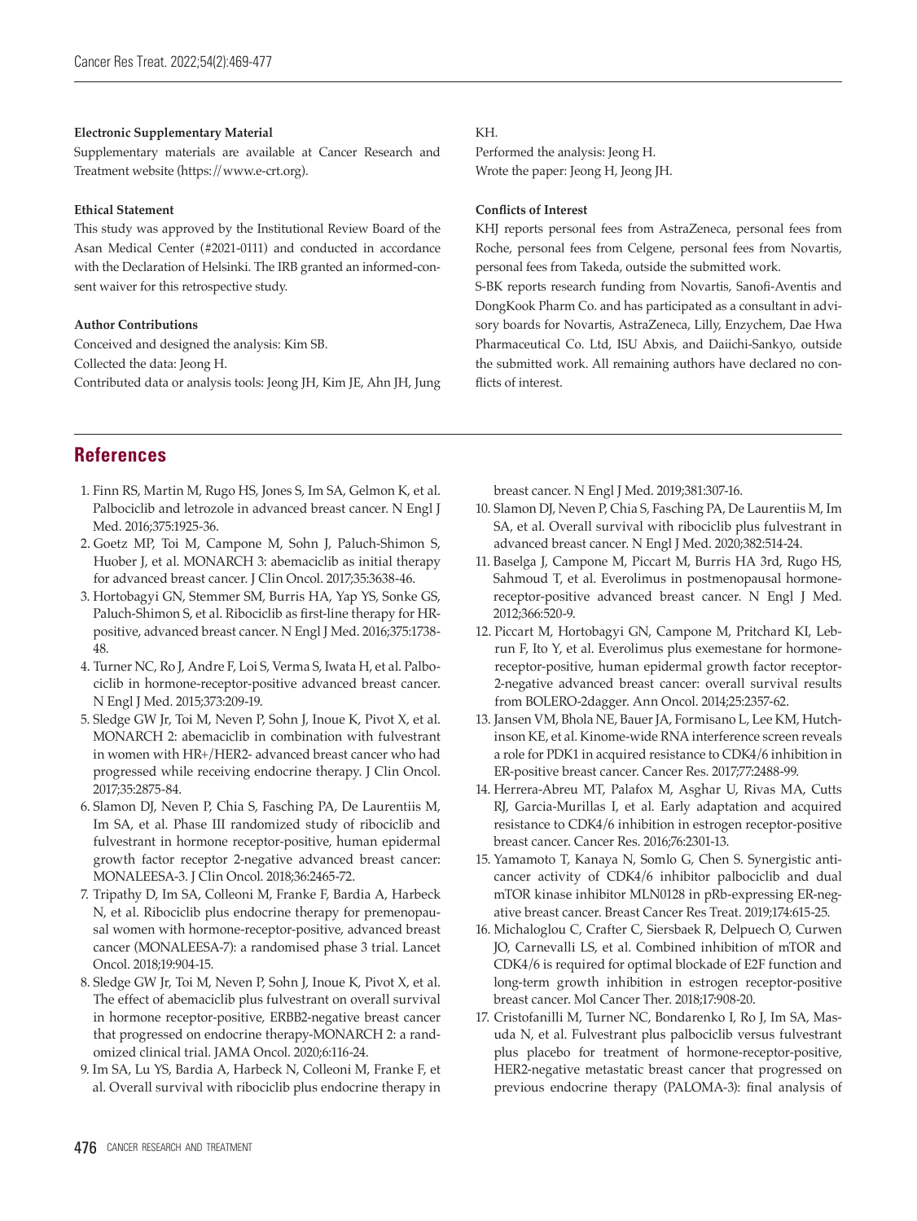**Electronic Supplementary Material**

Supplementary materials are available at Cancer Research and Treatment website (https://www.e-crt.org).

**Ethical Statement**

This study was approved by the Institutional Review Board of the Asan Medical Center (#2021-0111) and conducted in accordance with the Declaration of Helsinki. The IRB granted an informed-consent waiver for this retrospective study.

**Author Contributions**

Conceived and designed the analysis: Kim SB.
Collected the data: Jeong H.
Contributed data or analysis tools: Jeong JH, Kim JE, Ahn JH, Jung KH.
Performed the analysis: Jeong H.
Wrote the paper: Jeong H, Jeong JH.

**Conflicts of Interest**

KHJ reports personal fees from AstraZeneca, personal fees from Roche, personal fees from Celgene, personal fees from Novartis, personal fees from Takeda, outside the submitted work.

S-BK reports research funding from Novartis, Sanofi-Aventis and DongKook Pharm Co. and has participated as a consultant in advisory boards for Novartis, AstraZeneca, Lilly, Enzychem, Dae Hwa Pharmaceutical Co. Ltd, ISU Abxis, and Daiichi-Sankyo, outside the submitted work. All remaining authors have declared no conflicts of interest.

## References

1. Finn RS, Martin M, Rugo HS, Jones S, Im SA, Gelmon K, et al. Palbociclib and letrozole in advanced breast cancer. N Engl J Med. 2016;375:1925-36.
2. Goetz MP, Toi M, Campone M, Sohn J, Paluch-Shimon S, Huober J, et al. MONARCH 3: abemaciclib as initial therapy for advanced breast cancer. J Clin Oncol. 2017;35:3638-46.
3. Hortobagyi GN, Stemmer SM, Burris HA, Yap YS, Sonke GS, Paluch-Shimon S, et al. Ribociclib as first-line therapy for HR-positive, advanced breast cancer. N Engl J Med. 2016;375:1738-48.
4. Turner NC, Ro J, Andre F, Loi S, Verma S, Iwata H, et al. Palbociclib in hormone-receptor-positive advanced breast cancer. N Engl J Med. 2015;373:209-19.
5. Sledge GW Jr, Toi M, Neven P, Sohn J, Inoue K, Pivot X, et al. MONARCH 2: abemaciclib in combination with fulvestrant in women with HR+/HER2- advanced breast cancer who had progressed while receiving endocrine therapy. J Clin Oncol. 2017;35:2875-84.
6. Slamon DJ, Neven P, Chia S, Fasching PA, De Laurentiis M, Im SA, et al. Phase III randomized study of ribociclib and fulvestrant in hormone receptor-positive, human epidermal growth factor receptor 2-negative advanced breast cancer: MONALEESA-3. J Clin Oncol. 2018;36:2465-72.
7. Tripathy D, Im SA, Colleoni M, Franke F, Bardia A, Harbeck N, et al. Ribociclib plus endocrine therapy for premenopausal women with hormone-receptor-positive, advanced breast cancer (MONALEESA-7): a randomised phase 3 trial. Lancet Oncol. 2018;19:904-15.
8. Sledge GW Jr, Toi M, Neven P, Sohn J, Inoue K, Pivot X, et al. The effect of abemaciclib plus fulvestrant on overall survival in hormone receptor-positive, ERBB2-negative breast cancer that progressed on endocrine therapy-MONARCH 2: a randomized clinical trial. JAMA Oncol. 2020;6:116-24.
9. Im SA, Lu YS, Bardia A, Harbeck N, Colleoni M, Franke F, et al. Overall survival with ribociclib plus endocrine therapy in breast cancer. N Engl J Med. 2019;381:307-16.
10. Slamon DJ, Neven P, Chia S, Fasching PA, De Laurentiis M, Im SA, et al. Overall survival with ribociclib plus fulvestrant in advanced breast cancer. N Engl J Med. 2020;382:514-24.
11. Baselga J, Campone M, Piccart M, Burris HA 3rd, Rugo HS, Sahmoud T, et al. Everolimus in postmenopausal hormone-receptor-positive advanced breast cancer. N Engl J Med. 2012;366:520-9.
12. Piccart M, Hortobagyi GN, Campone M, Pritchard KI, Lebrun F, Ito Y, et al. Everolimus plus exemestane for hormone-receptor-positive, human epidermal growth factor receptor-2-negative advanced breast cancer: overall survival results from BOLERO-2dagger. Ann Oncol. 2014;25:2357-62.
13. Jansen VM, Bhola NE, Bauer JA, Formisano L, Lee KM, Hutchinson KE, et al. Kinome-wide RNA interference screen reveals a role for PDK1 in acquired resistance to CDK4/6 inhibition in ER-positive breast cancer. Cancer Res. 2017;77:2488-99.
14. Herrera-Abreu MT, Palafox M, Asghar U, Rivas MA, Cutts RJ, Garcia-Murillas I, et al. Early adaptation and acquired resistance to CDK4/6 inhibition in estrogen receptor-positive breast cancer. Cancer Res. 2016;76:2301-13.
15. Yamamoto T, Kanaya N, Somlo G, Chen S. Synergistic anticancer activity of CDK4/6 inhibitor palbociclib and dual mTOR kinase inhibitor MLN0128 in pRb-expressing ER-negative breast cancer. Breast Cancer Res Treat. 2019;174:615-25.
16. Michaloglou C, Crafter C, Siersbaek R, Delpuech O, Curwen JO, Carnevalli LS, et al. Combined inhibition of mTOR and CDK4/6 is required for optimal blockade of E2F function and long-term growth inhibition in estrogen receptor-positive breast cancer. Mol Cancer Ther. 2018;17:908-20.
17. Cristofanilli M, Turner NC, Bondarenko I, Ro J, Im SA, Masuda N, et al. Fulvestrant plus palbociclib versus fulvestrant plus placebo for treatment of hormone-receptor-positive, HER2-negative metastatic breast cancer that progressed on previous endocrine therapy (PALOMA-3): final analysis of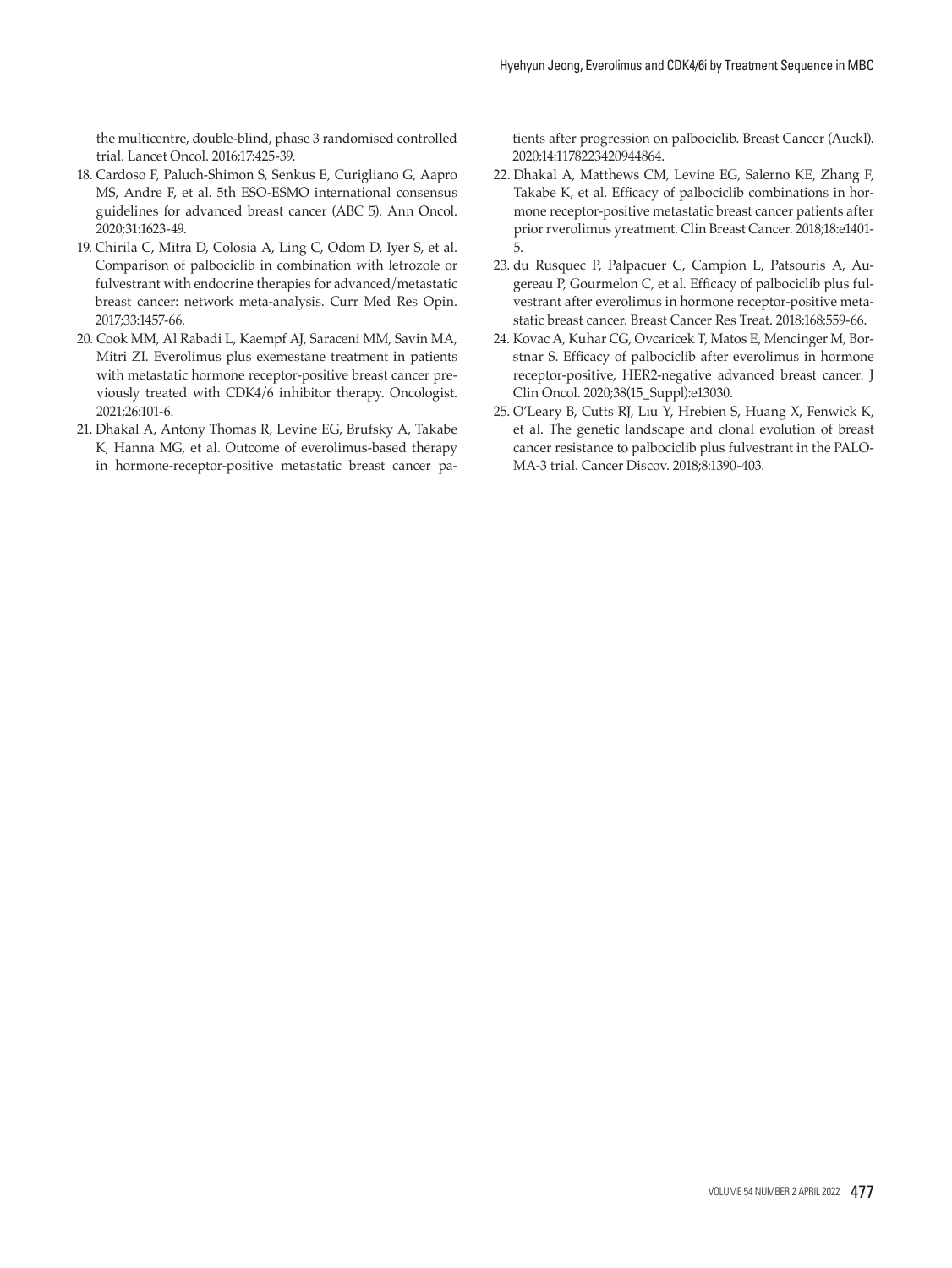the multicentre, double-blind, phase 3 randomised controlled trial. Lancet Oncol. 2016;17:425-39.

18. Cardoso F, Paluch-Shimon S, Senkus E, Curigliano G, Aapro MS, Andre F, et al. 5th ESO-ESMO international consensus guidelines for advanced breast cancer (ABC 5). Ann Oncol. 2020;31:1623-49.
19. Chirila C, Mitra D, Colosia A, Ling C, Odom D, Iyer S, et al. Comparison of palbociclib in combination with letrozole or fulvestrant with endocrine therapies for advanced/metastatic breast cancer: network meta-analysis. Curr Med Res Opin. 2017;33:1457-66.
20. Cook MM, Al Rabadi L, Kaempf AJ, Saraceni MM, Savin MA, Mitri ZI. Everolimus plus exemestane treatment in patients with metastatic hormone receptor-positive breast cancer previously treated with CDK4/6 inhibitor therapy. Oncologist. 2021;26:101-6.
21. Dhakal A, Antony Thomas R, Levine EG, Brufsky A, Takabe K, Hanna MG, et al. Outcome of everolimus-based therapy in hormone-receptor-positive metastatic breast cancer patients after progression on palbociclib. Breast Cancer (Auckl). 2020;14:1178223420944864.
22. Dhakal A, Matthews CM, Levine EG, Salerno KE, Zhang F, Takabe K, et al. Efficacy of palbociclib combinations in hormone receptor-positive metastatic breast cancer patients after prior rverolimus yreatment. Clin Breast Cancer. 2018;18:e1401-5.
23. du Rusquec P, Palpacuer C, Campion L, Patsouris A, Augereau P, Gourmelon C, et al. Efficacy of palbociclib plus fulvestrant after everolimus in hormone receptor-positive metastatic breast cancer. Breast Cancer Res Treat. 2018;168:559-66.
24. Kovac A, Kuhar CG, Ovcaricek T, Matos E, Mencinger M, Borstnar S. Efficacy of palbociclib after everolimus in hormone receptor-positive, HER2-negative advanced breast cancer. J Clin Oncol. 2020;38(15_Suppl):e13030.
25. O'Leary B, Cutts RJ, Liu Y, Hrebien S, Huang X, Fenwick K, et al. The genetic landscape and clonal evolution of breast cancer resistance to palbociclib plus fulvestrant in the PALOMA-3 trial. Cancer Discov. 2018;8:1390-403.